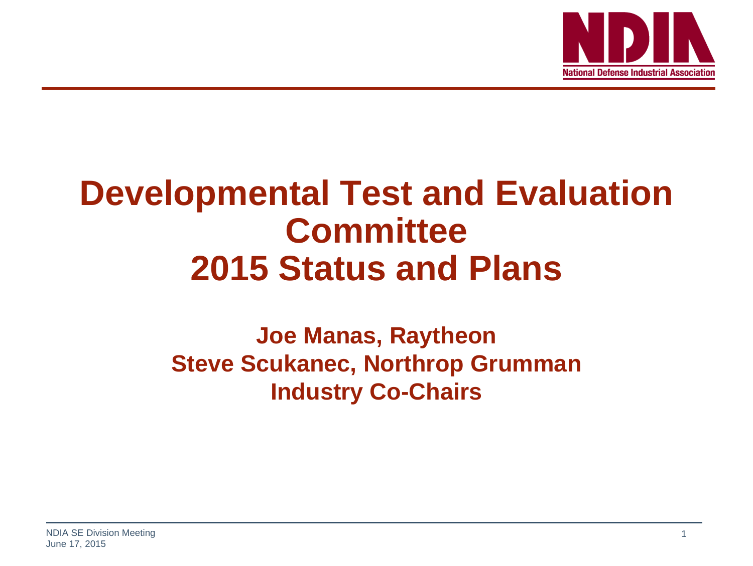# Developmental Test and Evaluation Committee
# 2015 Status and Plans

**Joe Manas, Raytheon**
**Steve Scukanec, Northrop Grumman**
**Industry Co-Chairs**

NDIA SE Division Meeting
June 17, 2015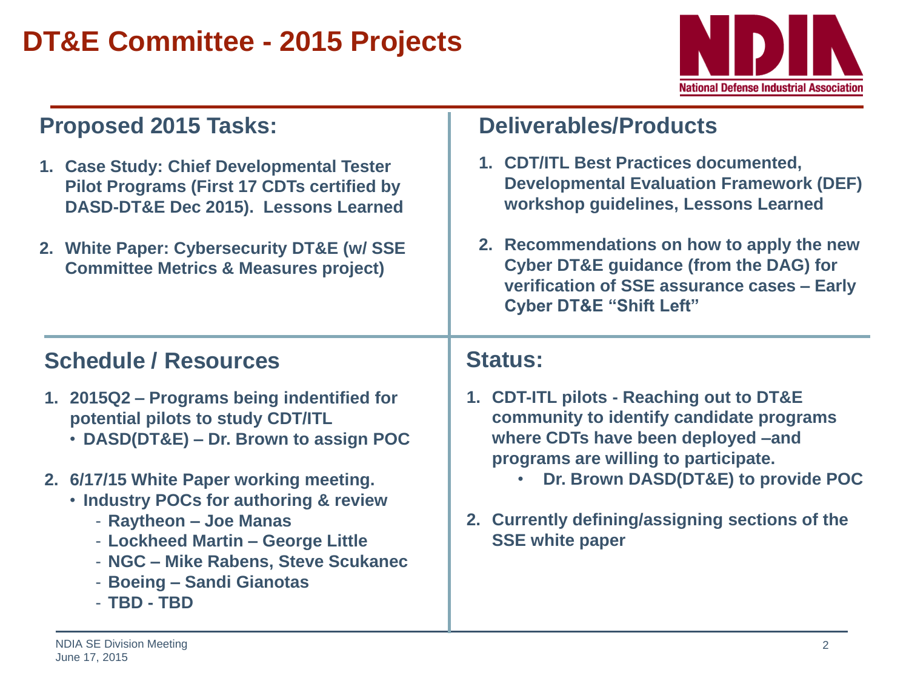# DT&E Committee - 2015 Projects

## Proposed 2015 Tasks:

1. **Case Study: Chief Developmental Tester Pilot Programs (First 17 CDTs certified by DASD-DT&E Dec 2015). Lessons Learned**
2. **White Paper: Cybersecurity DT&E (w/ SSE Committee Metrics & Measures project)**

## Deliverables/Products

1. **CDT/ITL Best Practices documented, Developmental Evaluation Framework (DEF) workshop guidelines, Lessons Learned**
2. **Recommendations on how to apply the new Cyber DT&E guidance (from the DAG) for verification of SSE assurance cases – Early Cyber DT&E "Shift Left"**

## Schedule / Resources

1. **2015Q2 – Programs being indentified for potential pilots to study CDT/ITL**
   - **DASD(DT&E) – Dr. Brown to assign POC**
2. **6/17/15 White Paper working meeting.**
   - **Industry POCs for authoring & review**
     - **Raytheon – Joe Manas**
     - **Lockheed Martin – George Little**
     - **NGC – Mike Rabens, Steve Scukanec**
     - **Boeing – Sandi Gianotas**
     - **TBD - TBD**

## Status:

1. **CDT-ITL pilots - Reaching out to DT&E community to identify candidate programs where CDTs have been deployed –and programs are willing to participate.**
   - **Dr. Brown DASD(DT&E) to provide POC**
2. **Currently defining/assigning sections of the SSE white paper**

NDIA SE Division Meeting
June 17, 2015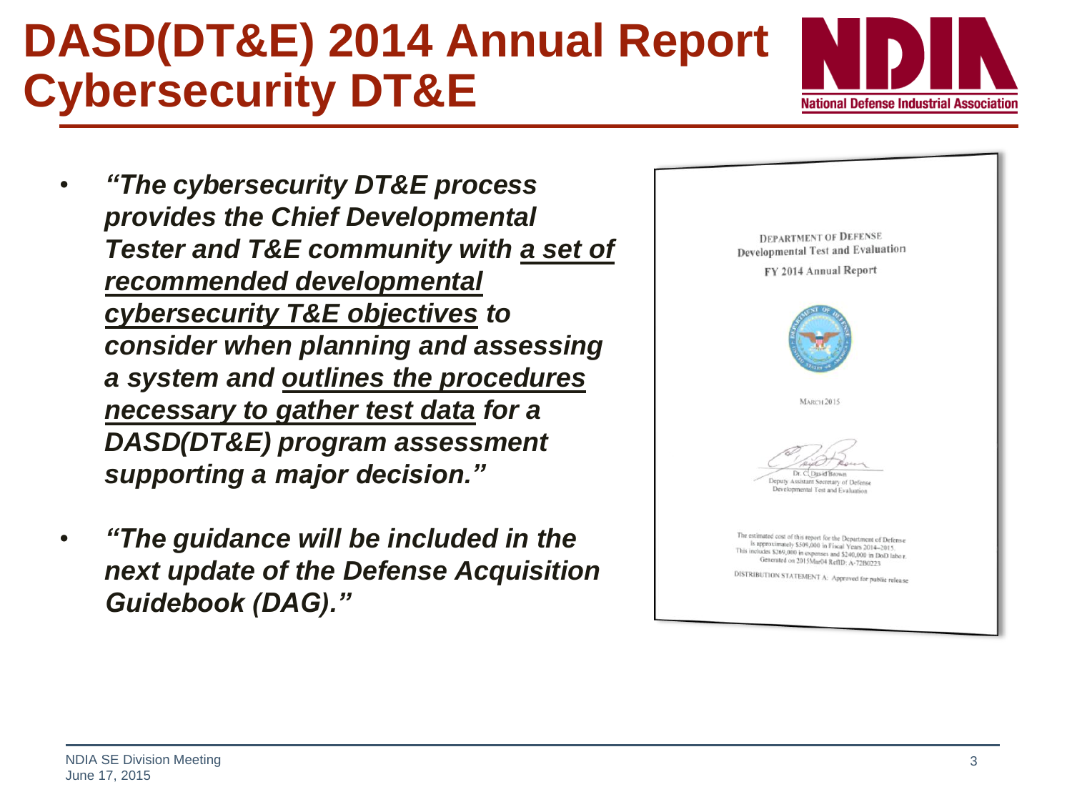# DASD(DT&E) 2014 Annual Report Cybersecurity DT&E

- ***"The cybersecurity DT&E process provides the Chief Developmental Tester and T&E community with <u>a set of recommended developmental cybersecurity T&E objectives</u> to consider when planning and assessing a system and <u>outlines the procedures necessary to gather test data</u> for a DASD(DT&E) program assessment supporting a major decision."***
- ***"The guidance will be included in the next update of the Defense Acquisition Guidebook (DAG)."***

DEPARTMENT OF DEFENSE
Developmental Test and Evaluation
FY 2014 Annual Report

MARCH 2015

Dr. C. David Brown
Deputy Assistant Secretary of Defense
Developmental Test and Evaluation

The estimated cost of this report for the Department of Defense is approximately $509,000 in Fiscal Years 2014–2015. This includes $269,000 in expenses and $240,000 in DoD labor. Generated on 2015Mar04 RefID: A-72B0223

DISTRIBUTION STATEMENT A: Approved for public release

NDIA SE Division Meeting
June 17, 2015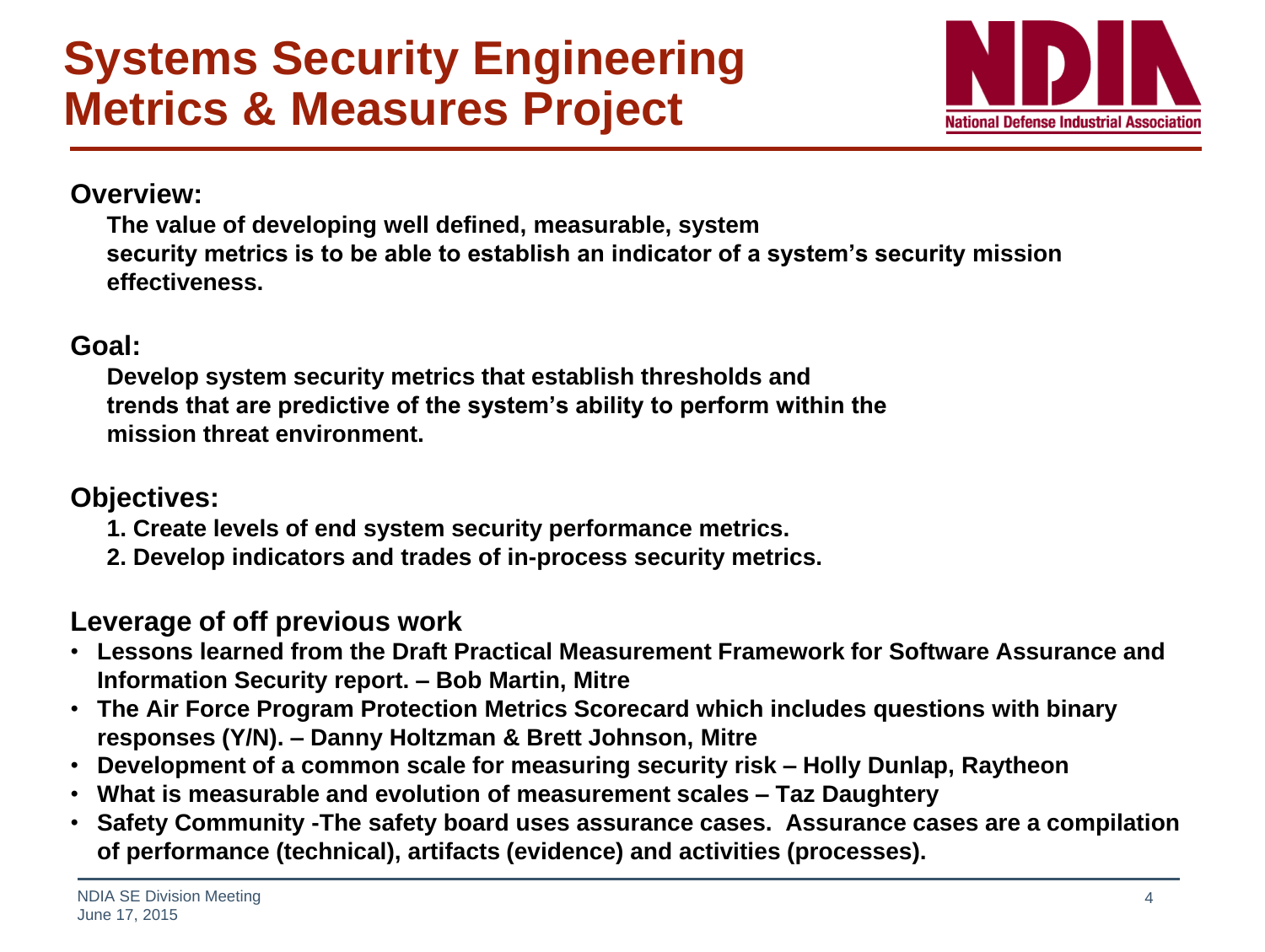# Systems Security Engineering Metrics & Measures Project

**Overview:**

**The value of developing well defined, measurable, system security metrics is to be able to establish an indicator of a system's security mission effectiveness.**

**Goal:**

**Develop system security metrics that establish thresholds and trends that are predictive of the system's ability to perform within the mission threat environment.**

**Objectives:**

1. **Create levels of end system security performance metrics.**
2. **Develop indicators and trades of in-process security metrics.**

**Leverage of off previous work**

- **Lessons learned from the Draft Practical Measurement Framework for Software Assurance and Information Security report. – Bob Martin, Mitre**
- **The Air Force Program Protection Metrics Scorecard which includes questions with binary responses (Y/N). – Danny Holtzman & Brett Johnson, Mitre**
- **Development of a common scale for measuring security risk – Holly Dunlap, Raytheon**
- **What is measurable and evolution of measurement scales – Taz Daughtery**
- **Safety Community -The safety board uses assurance cases. Assurance cases are a compilation of performance (technical), artifacts (evidence) and activities (processes).**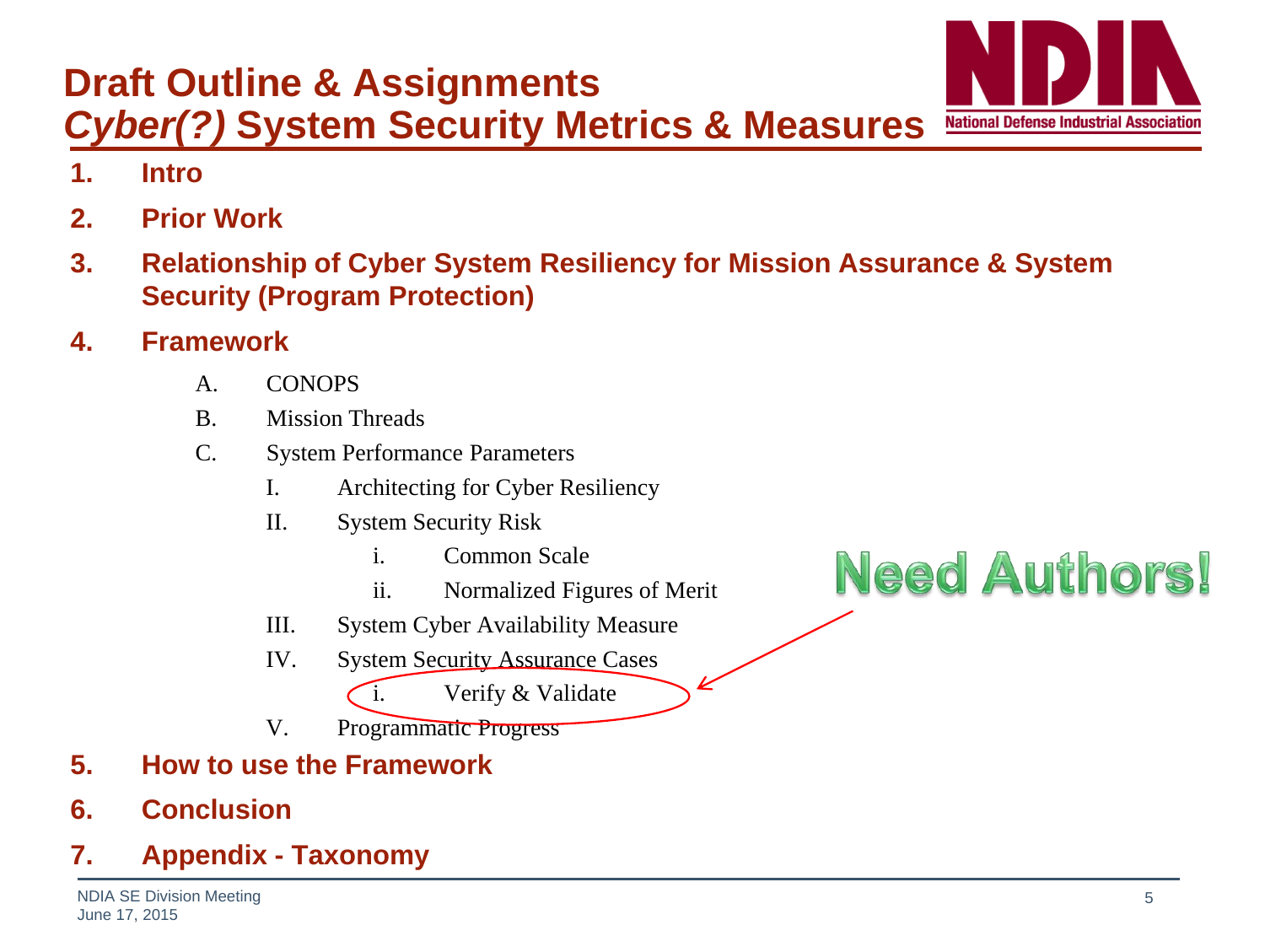# Draft Outline & Assignments

## *Cyber(?)* System Security Metrics & Measures

1. **Intro**
2. **Prior Work**
3. **Relationship of Cyber System Resiliency for Mission Assurance & System Security (Program Protection)**
4. **Framework**
   - A. CONOPS
   - B. Mission Threads
   - C. System Performance Parameters
     - I. Architecting for Cyber Resiliency
     - II. System Security Risk
       - i. Common Scale
       - ii. Normalized Figures of Merit
     - III. System Cyber Availability Measure
     - IV. System Security Assurance Cases
       - i. Verify & Validate
     - V. Programmatic Progress
5. **How to use the Framework**
6. **Conclusion**
7. **Appendix - Taxonomy**

Need Authors!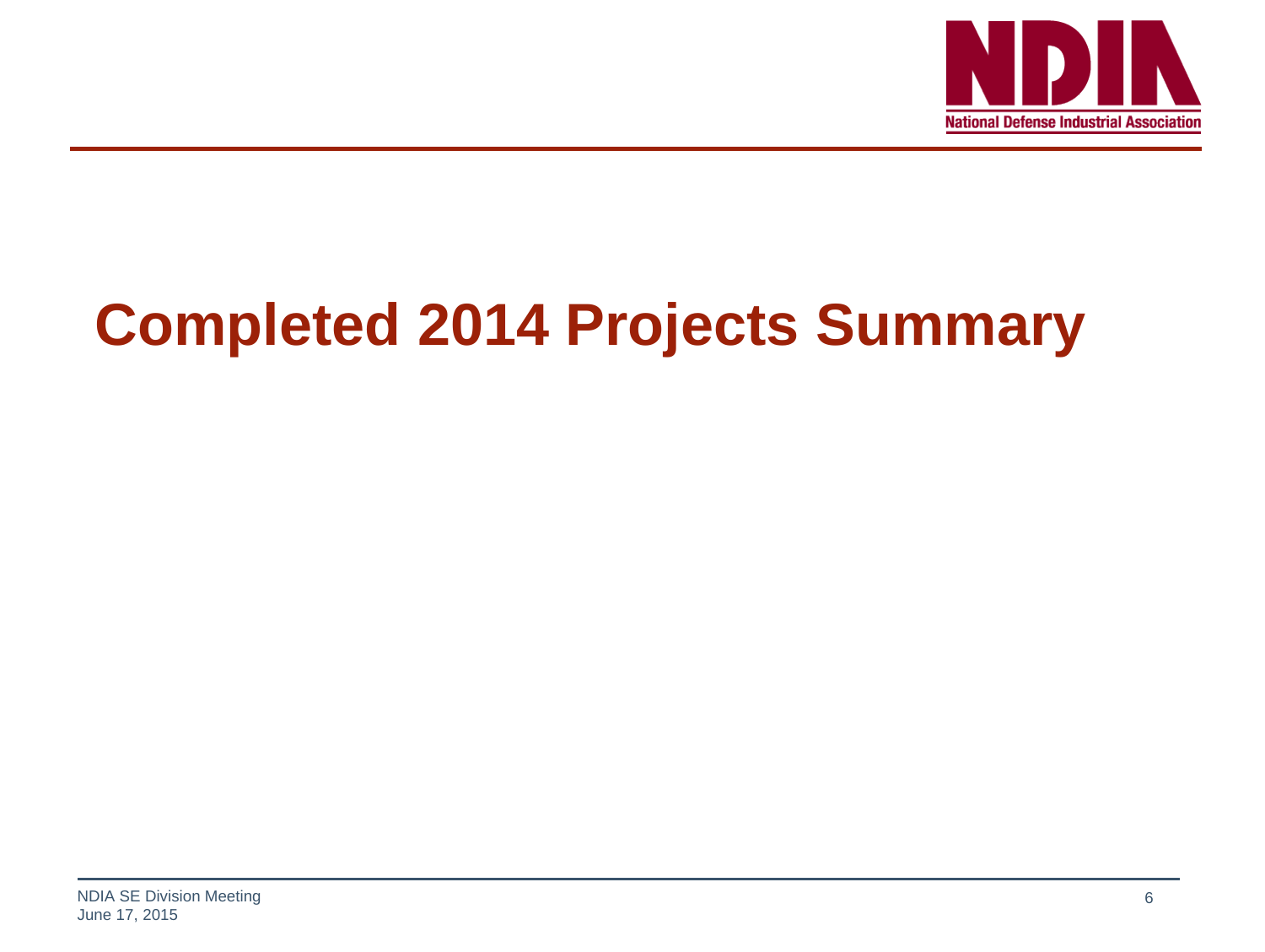# Completed 2014 Projects Summary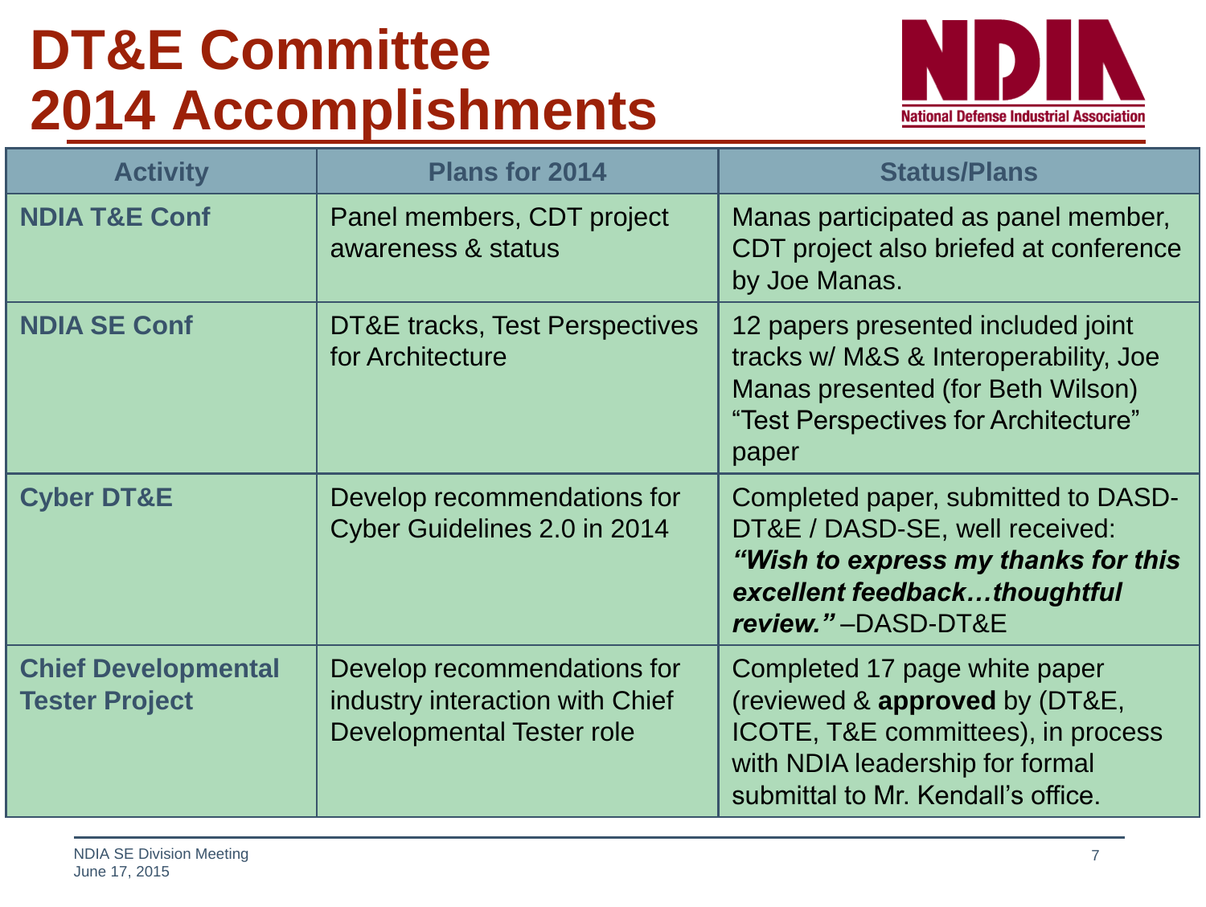# DT&E Committee 2014 Accomplishments

| Activity | Plans for 2014 | Status/Plans |
|---|---|---|
| **NDIA T&E Conf** | Panel members, CDT project awareness & status | Manas participated as panel member, CDT project also briefed at conference by Joe Manas. |
| **NDIA SE Conf** | DT&E tracks, Test Perspectives for Architecture | 12 papers presented included joint tracks w/ M&S & Interoperability, Joe Manas presented (for Beth Wilson) "Test Perspectives for Architecture" paper |
| **Cyber DT&E** | Develop recommendations for Cyber Guidelines 2.0 in 2014 | Completed paper, submitted to DASD-DT&E / DASD-SE, well received: ***"Wish to express my thanks for this excellent feedback…thoughtful review."*** –DASD-DT&E |
| **Chief Developmental Tester Project** | Develop recommendations for industry interaction with Chief Developmental Tester role | Completed 17 page white paper (reviewed & **approved** by (DT&E, ICOTE, T&E committees), in process with NDIA leadership for formal submittal to Mr. Kendall's office. |

NDIA SE Division Meeting
June 17, 2015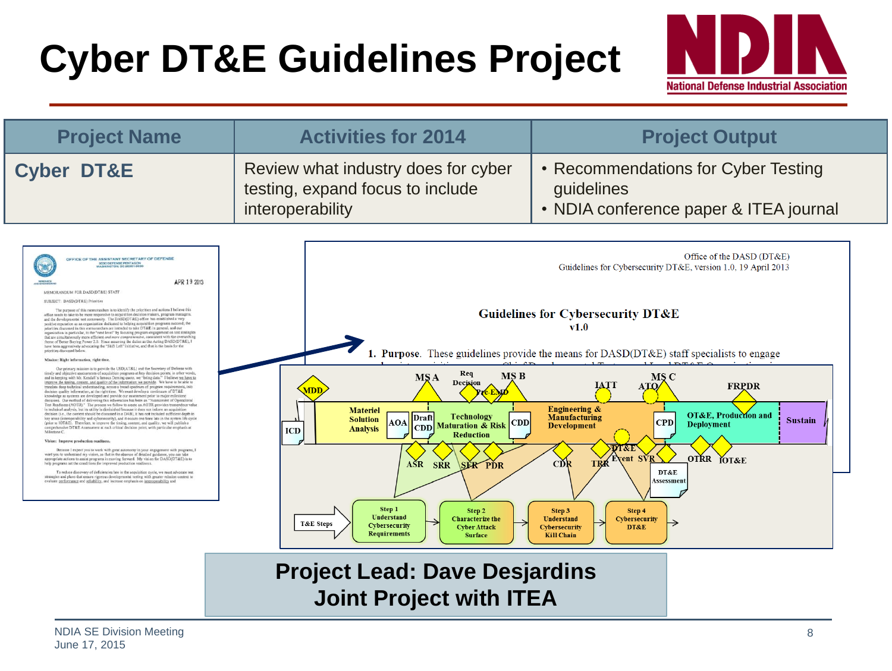# Cyber DT&E Guidelines Project

| Project Name | Activities for 2014 | Project Output |
|---|---|---|
| Cyber DT&E | Review what industry does for cyber testing, expand focus to include interoperability | • Recommendations for Cyber Testing guidelines • NDIA conference paper & ITEA journal |

Office of the DASD (DT&E)
Guidelines for Cybersecurity DT&E, version 1.0, 19 April 2013

**Guidelines for Cybersecurity DT&E**
**v1.0**

1. **Purpose**. These guidelines provide the means for DASD(DT&E) staff specialists to engage

**Project Lead: Dave Desjardins**
**Joint Project with ITEA**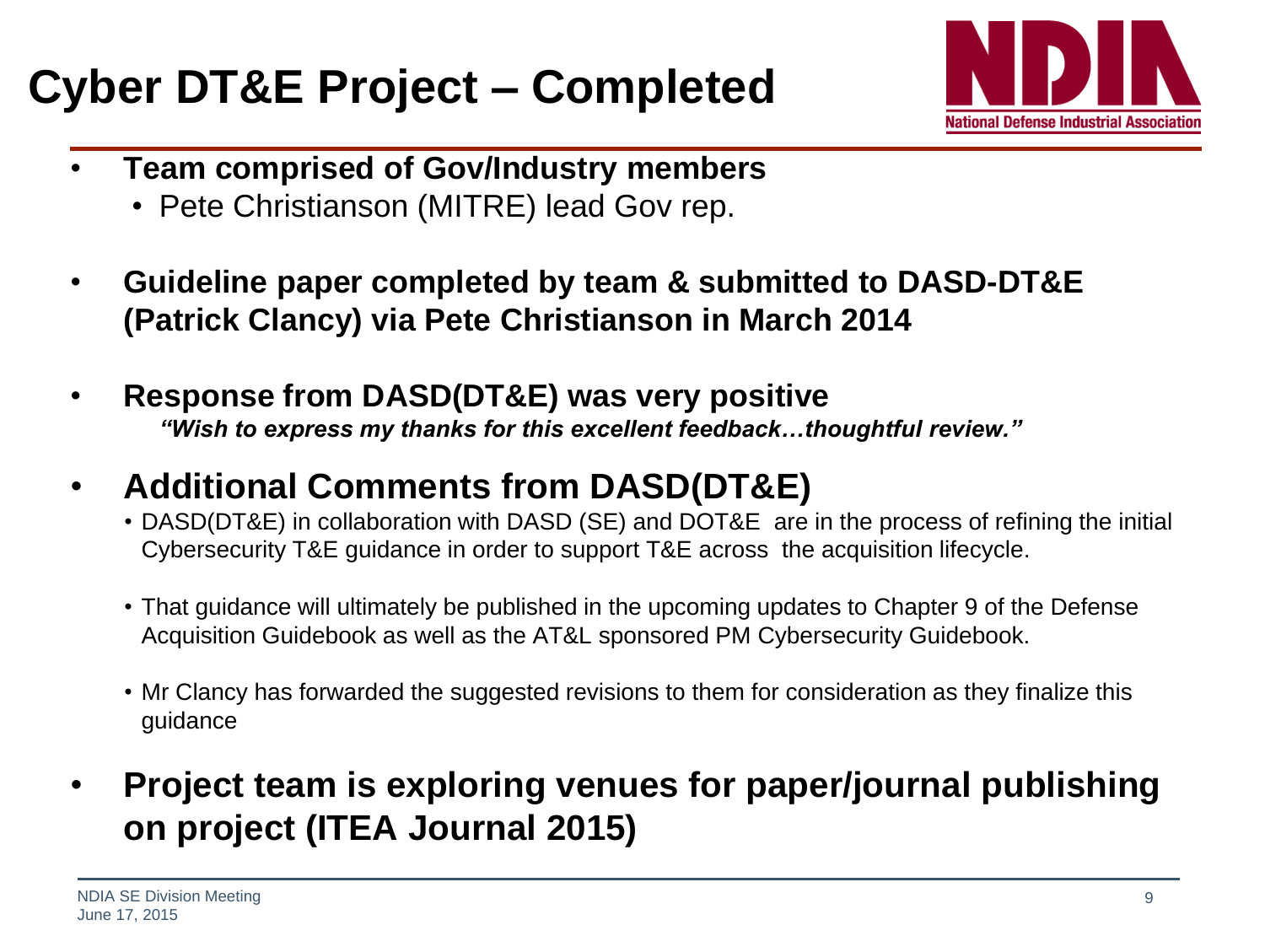# Cyber DT&E Project – Completed

- **Team comprised of Gov/Industry members**
  - Pete Christianson (MITRE) lead Gov rep.
- **Guideline paper completed by team & submitted to DASD-DT&E (Patrick Clancy) via Pete Christianson in March 2014**
- **Response from DASD(DT&E) was very positive**

  ***"Wish to express my thanks for this excellent feedback…thoughtful review."***

- **Additional Comments from DASD(DT&E)**
  - DASD(DT&E) in collaboration with DASD (SE) and DOT&E are in the process of refining the initial Cybersecurity T&E guidance in order to support T&E across the acquisition lifecycle.
  - That guidance will ultimately be published in the upcoming updates to Chapter 9 of the Defense Acquisition Guidebook as well as the AT&L sponsored PM Cybersecurity Guidebook.
  - Mr Clancy has forwarded the suggested revisions to them for consideration as they finalize this guidance
- **Project team is exploring venues for paper/journal publishing on project (ITEA Journal 2015)**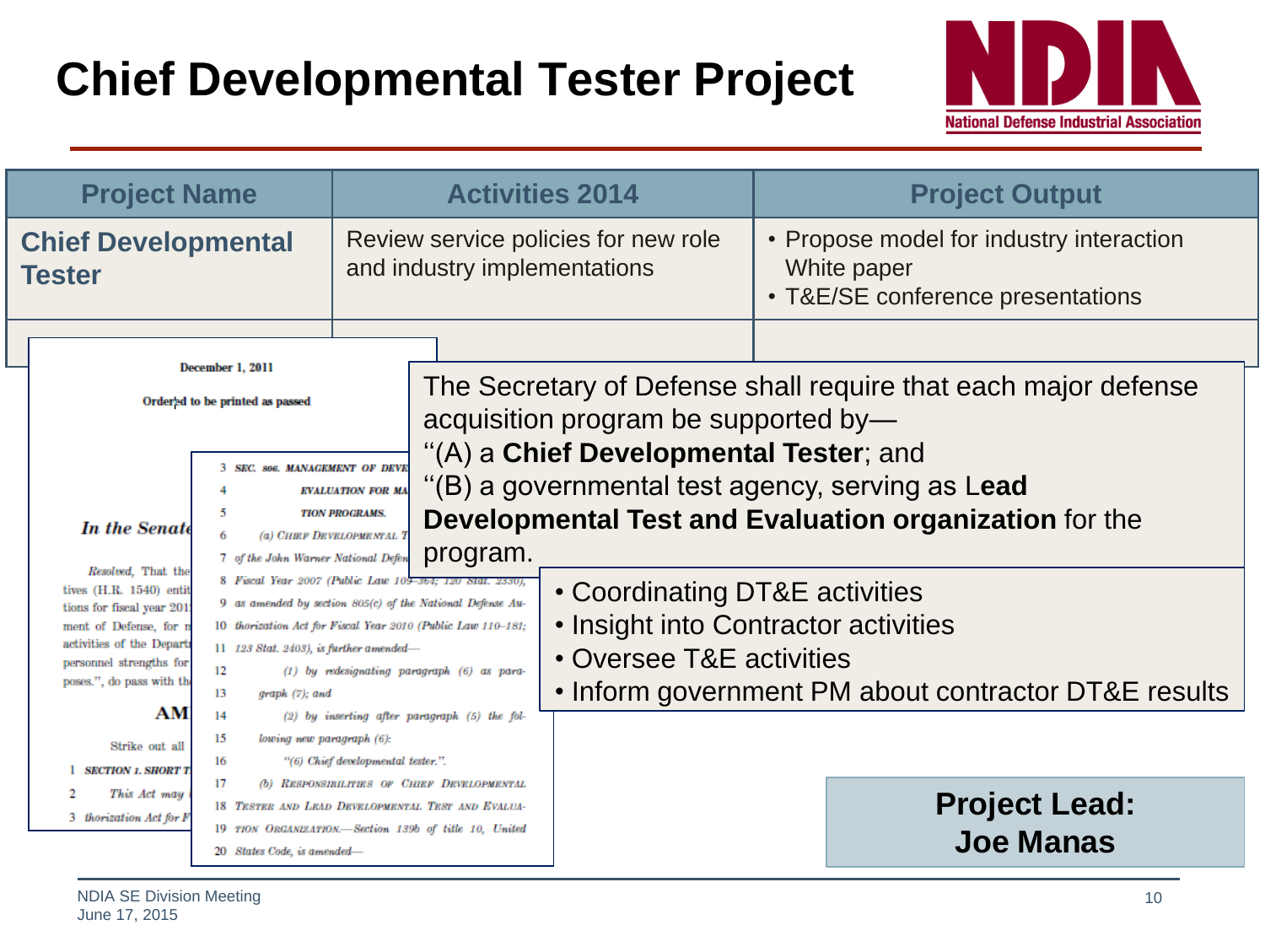# Chief Developmental Tester Project

| Project Name | Activities 2014 | Project Output |
|---|---|---|
| **Chief Developmental Tester** | Review service policies for new role and industry implementations | • Propose model for industry interaction White paper<br>• T&E/SE conference presentations |

December 1, 2011

Ordered to be printed as passed

*In the Senate*

*Resolved*, That the ... tives (H.R. 1540) entit... tions for fiscal year 201... ment of Defense, for m... activities of the Depart... personnel strengths for ... poses.", do pass with th...

**AM...**

Strike out all ...

1 SECTION 1. SHORT T...
2 This Act may ...
3 thorization Act for F...

3 SEC. 806. MANAGEMENT OF DEVE...
4 EVALUATION FOR MA...
5 TION PROGRAMS.
6 (a) CHIEF DEVELOPMENTAL T...
7 of the John Warner National Defen...
8 Fiscal Year 2007 (Public Law 109–364; 120 Stat. 2330),
9 as amended by section 805(c) of the National Defense Au-
10 thorization Act for Fiscal Year 2010 (Public Law 110–181;
11 123 Stat. 2403), is further amended—
12 (1) by redesignating paragraph (6) as para-
13 graph (7); and
14 (2) by inserting after paragraph (5) the fol-
15 lowing new paragraph (6):
16 "(6) Chief developmental tester.".
17 (b) RESPONSIBILITIES OF CHIEF DEVELOPMENTAL
18 TESTER AND LEAD DEVELOPMENTAL TEST AND EVALUA-
19 TION ORGANIZATION.—Section 139b of title 10, United
20 States Code, is amended—

The Secretary of Defense shall require that each major defense acquisition program be supported by—
"(A) a **Chief Developmental Tester**; and
"(B) a governmental test agency, serving as L**ead Developmental Test and Evaluation organization** for the program.

- Coordinating DT&E activities
- Insight into Contractor activities
- Oversee T&E activities
- Inform government PM about contractor DT&E results

**Project Lead:**
**Joe Manas**

NDIA SE Division Meeting
June 17, 2015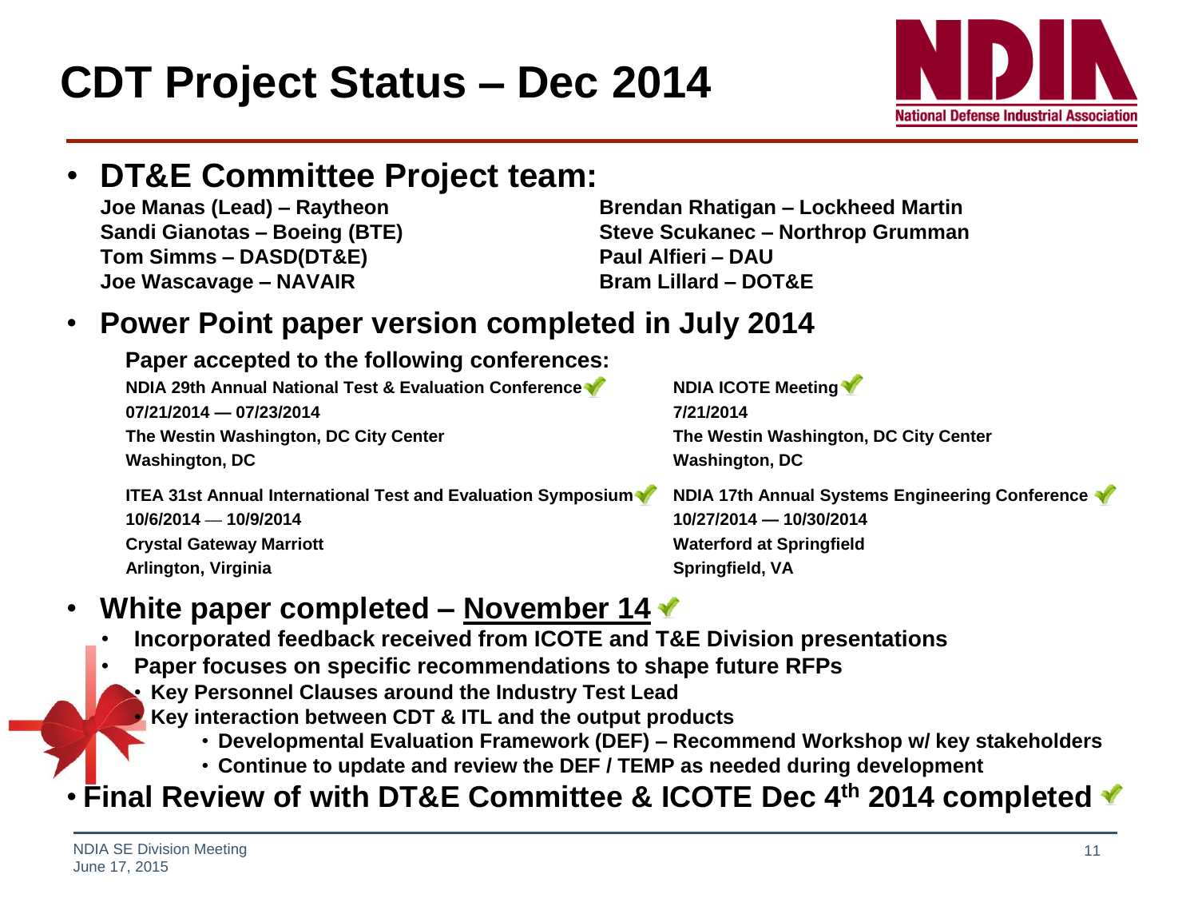# CDT Project Status – Dec 2014

- **DT&E Committee Project team:**

  **Joe Manas (Lead) – Raytheon**
  **Sandi Gianotas – Boeing (BTE)**
  **Tom Simms – DASD(DT&E)**
  **Joe Wascavage – NAVAIR**
  **Brendan Rhatigan – Lockheed Martin**
  **Steve Scukanec – Northrop Grumman**
  **Paul Alfieri – DAU**
  **Bram Lillard – DOT&E**

- **Power Point paper version completed in July 2014**

  **Paper accepted to the following conferences:**

  **NDIA 29th Annual National Test & Evaluation Conference** ✔
  **07/21/2014 — 07/23/2014**
  **The Westin Washington, DC City Center**
  **Washington, DC**

  **NDIA ICOTE Meeting** ✔
  **7/21/2014**
  **The Westin Washington, DC City Center**
  **Washington, DC**

  **ITEA 31st Annual International Test and Evaluation Symposium** ✔
  **10/6/2014 — 10/9/2014**
  **Crystal Gateway Marriott**
  **Arlington, Virginia**

  **NDIA 17th Annual Systems Engineering Conference** ✔
  **10/27/2014 — 10/30/2014**
  **Waterford at Springfield**
  **Springfield, VA**

- **White paper completed – November 14** ✔
  - **Incorporated feedback received from ICOTE and T&E Division presentations**
  - **Paper focuses on specific recommendations to shape future RFPs**
    - **Key Personnel Clauses around the Industry Test Lead**
    - **Key interaction between CDT & ITL and the output products**
      - **Developmental Evaluation Framework (DEF) – Recommend Workshop w/ key stakeholders**
      - **Continue to update and review the DEF / TEMP as needed during development**
- **Final Review of with DT&E Committee & ICOTE Dec 4th 2014 completed** ✔